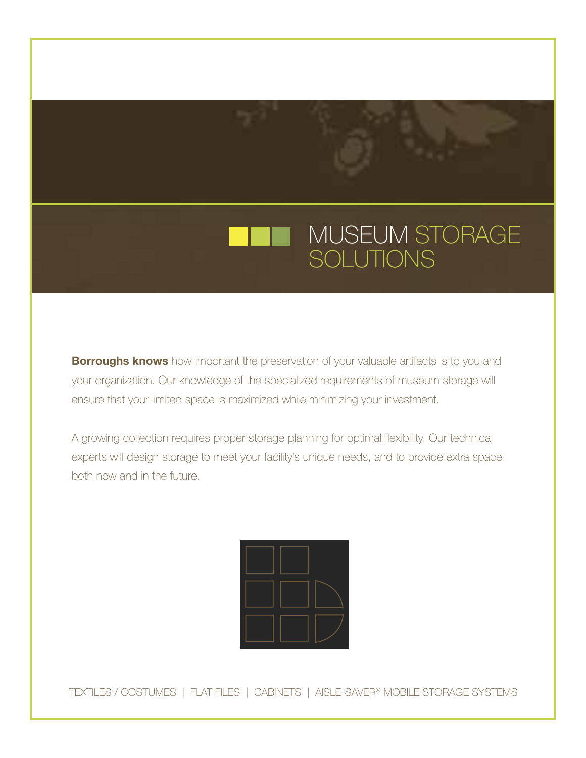# MUSEUM STORAGE SOLUTIONS

**Borroughs knows** how important the preservation of your valuable artifacts is to you and your organization. Our knowledge of the specialized requirements of museum storage will ensure that your limited space is maximized while minimizing your investment.

A growing collection requires proper storage planning for optimal flexibility. Our technical experts will design storage to meet your facility's unique needs, and to provide extra space both now and in the future.

TEXTILES / COSTUMES | FLAT FILES | CABINETS | AISLE-SAVER® MOBILE STORAGE SYSTEMS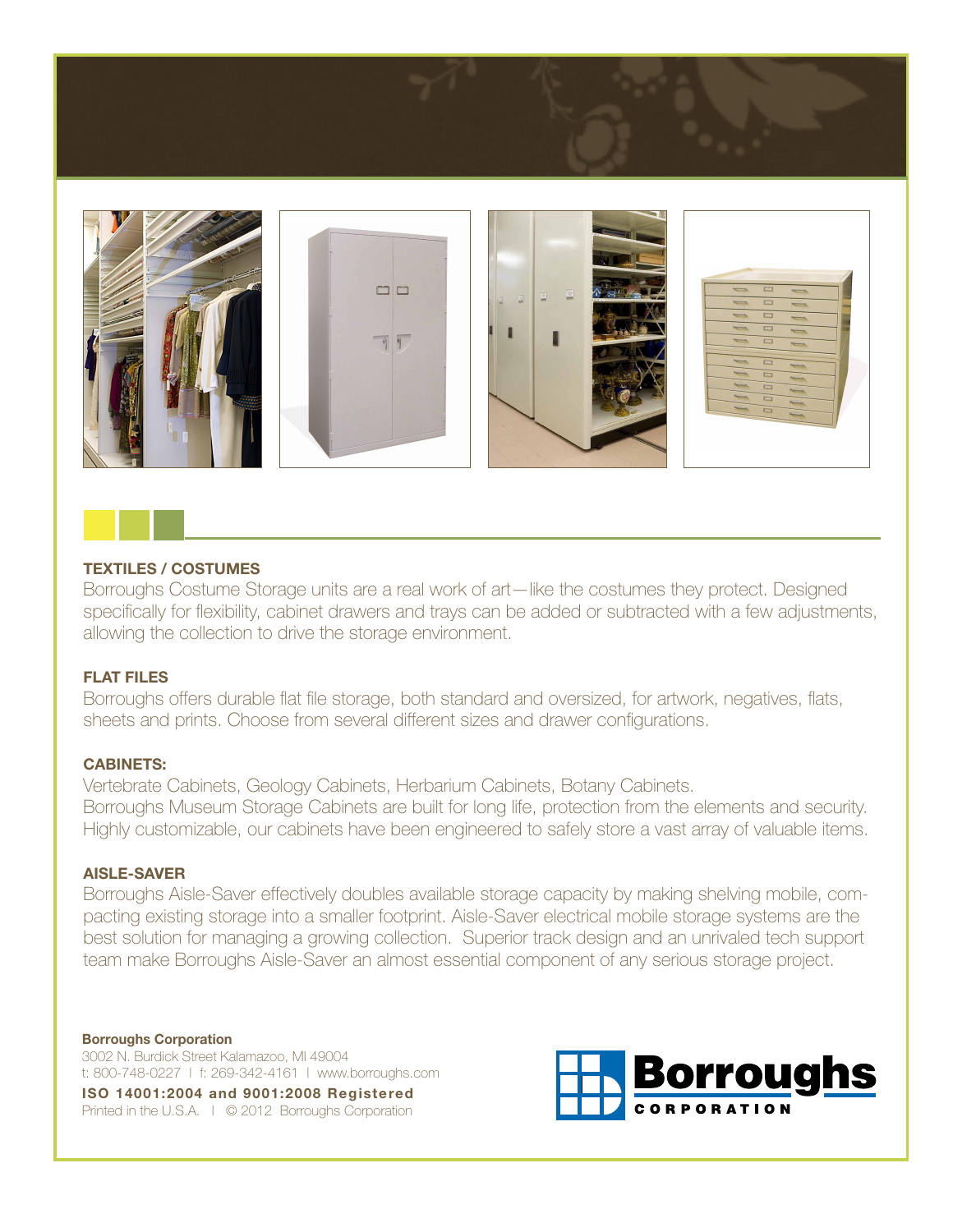### TEXTILES / COSTUMES

Borroughs Costume Storage units are a real work of art—like the costumes they protect. Designed specifically for flexibility, cabinet drawers and trays can be added or subtracted with a few adjustments, allowing the collection to drive the storage environment.

### FLAT FILES

Borroughs offers durable flat file storage, both standard and oversized, for artwork, negatives, flats, sheets and prints. Choose from several different sizes and drawer configurations.

### CABINETS:

Vertebrate Cabinets, Geology Cabinets, Herbarium Cabinets, Botany Cabinets.
Borroughs Museum Storage Cabinets are built for long life, protection from the elements and security. Highly customizable, our cabinets have been engineered to safely store a vast array of valuable items.

### AISLE-SAVER

Borroughs Aisle-Saver effectively doubles available storage capacity by making shelving mobile, compacting existing storage into a smaller footprint. Aisle-Saver electrical mobile storage systems are the best solution for managing a growing collection. Superior track design and an unrivaled tech support team make Borroughs Aisle-Saver an almost essential component of any serious storage project.

**Borroughs Corporation**
3002 N. Burdick Street Kalamazoo, MI 49004
t: 800-748-0227 | f: 269-342-4161 | www.borroughs.com

**ISO 14001:2004 and 9001:2008 Registered**
Printed in the U.S.A. | © 2012 Borroughs Corporation

**Borroughs**
CORPORATION